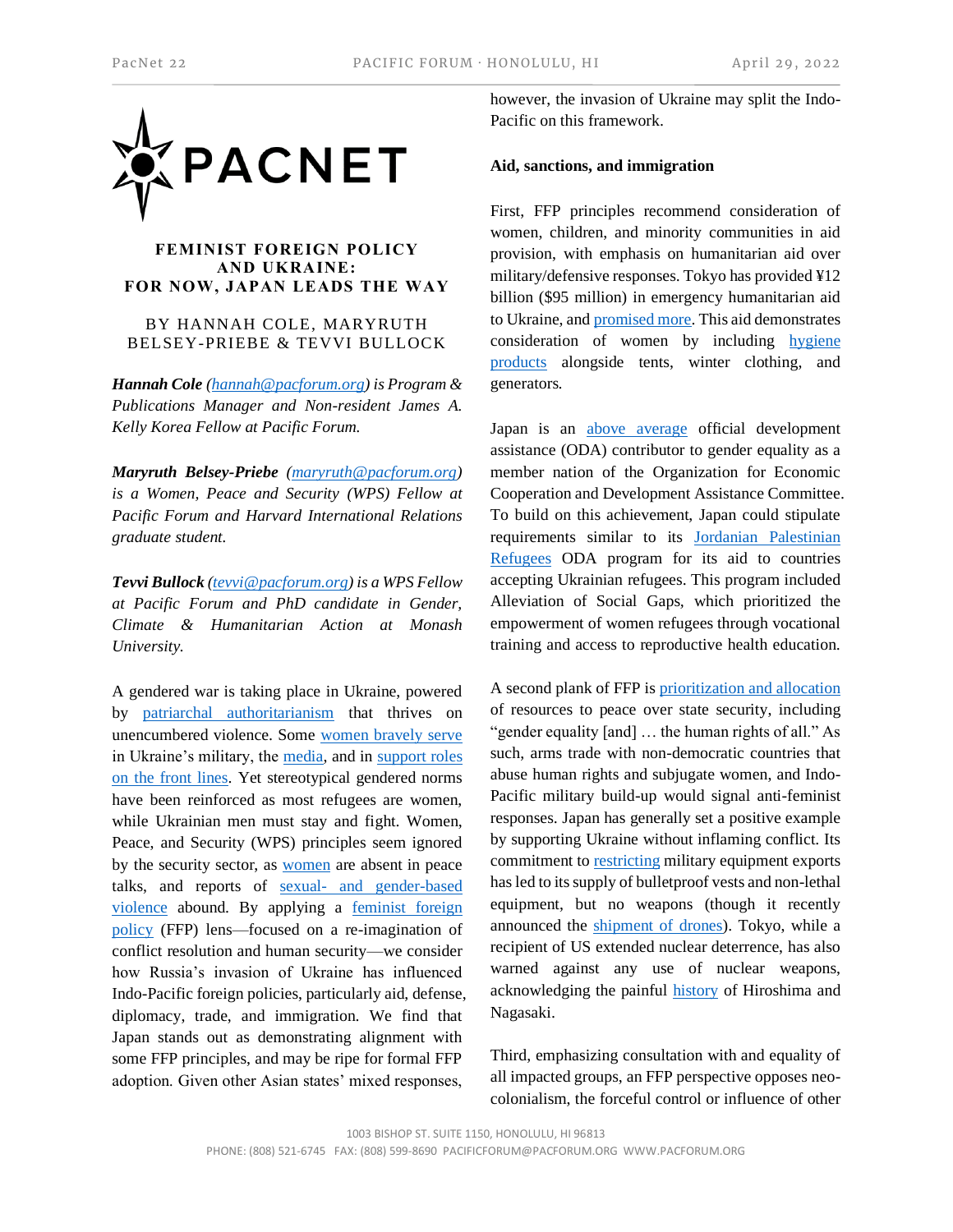# FEMINIST FOREIGN POLICY AND UKRAINE: FOR NOW, JAPAN LEADS THE WAY

BY HANNAH COLE, MARYRUTH BELSEY-PRIEBE & TEVVI BULLOCK

***Hannah Cole** (hannah@pacforum.org) is Program & Publications Manager and Non-resident James A. Kelly Korea Fellow at Pacific Forum.*

***Maryruth Belsey-Priebe** (maryruth@pacforum.org) is a Women, Peace and Security (WPS) Fellow at Pacific Forum and Harvard International Relations graduate student.*

***Tevvi Bullock** (tevvi@pacforum.org) is a WPS Fellow at Pacific Forum and PhD candidate in Gender, Climate & Humanitarian Action at Monash University.*

A gendered war is taking place in Ukraine, powered by patriarchal authoritarianism that thrives on unencumbered violence. Some women bravely serve in Ukraine's military, the media, and in support roles on the front lines. Yet stereotypical gendered norms have been reinforced as most refugees are women, while Ukrainian men must stay and fight. Women, Peace, and Security (WPS) principles seem ignored by the security sector, as women are absent in peace talks, and reports of sexual- and gender-based violence abound. By applying a feminist foreign policy (FFP) lens—focused on a re-imagination of conflict resolution and human security—we consider how Russia's invasion of Ukraine has influenced Indo-Pacific foreign policies, particularly aid, defense, diplomacy, trade, and immigration. We find that Japan stands out as demonstrating alignment with some FFP principles, and may be ripe for formal FFP adoption. Given other Asian states' mixed responses, however, the invasion of Ukraine may split the Indo-Pacific on this framework.

**Aid, sanctions, and immigration**

First, FFP principles recommend consideration of women, children, and minority communities in aid provision, with emphasis on humanitarian aid over military/defensive responses. Tokyo has provided ¥12 billion ($95 million) in emergency humanitarian aid to Ukraine, and promised more. This aid demonstrates consideration of women by including hygiene products alongside tents, winter clothing, and generators.

Japan is an above average official development assistance (ODA) contributor to gender equality as a member nation of the Organization for Economic Cooperation and Development Assistance Committee. To build on this achievement, Japan could stipulate requirements similar to its Jordanian Palestinian Refugees ODA program for its aid to countries accepting Ukrainian refugees. This program included Alleviation of Social Gaps, which prioritized the empowerment of women refugees through vocational training and access to reproductive health education.

A second plank of FFP is prioritization and allocation of resources to peace over state security, including "gender equality [and] … the human rights of all." As such, arms trade with non-democratic countries that abuse human rights and subjugate women, and Indo-Pacific military build-up would signal anti-feminist responses. Japan has generally set a positive example by supporting Ukraine without inflaming conflict. Its commitment to restricting military equipment exports has led to its supply of bulletproof vests and non-lethal equipment, but no weapons (though it recently announced the shipment of drones). Tokyo, while a recipient of US extended nuclear deterrence, has also warned against any use of nuclear weapons, acknowledging the painful history of Hiroshima and Nagasaki.

Third, emphasizing consultation with and equality of all impacted groups, an FFP perspective opposes neo-colonialism, the forceful control or influence of other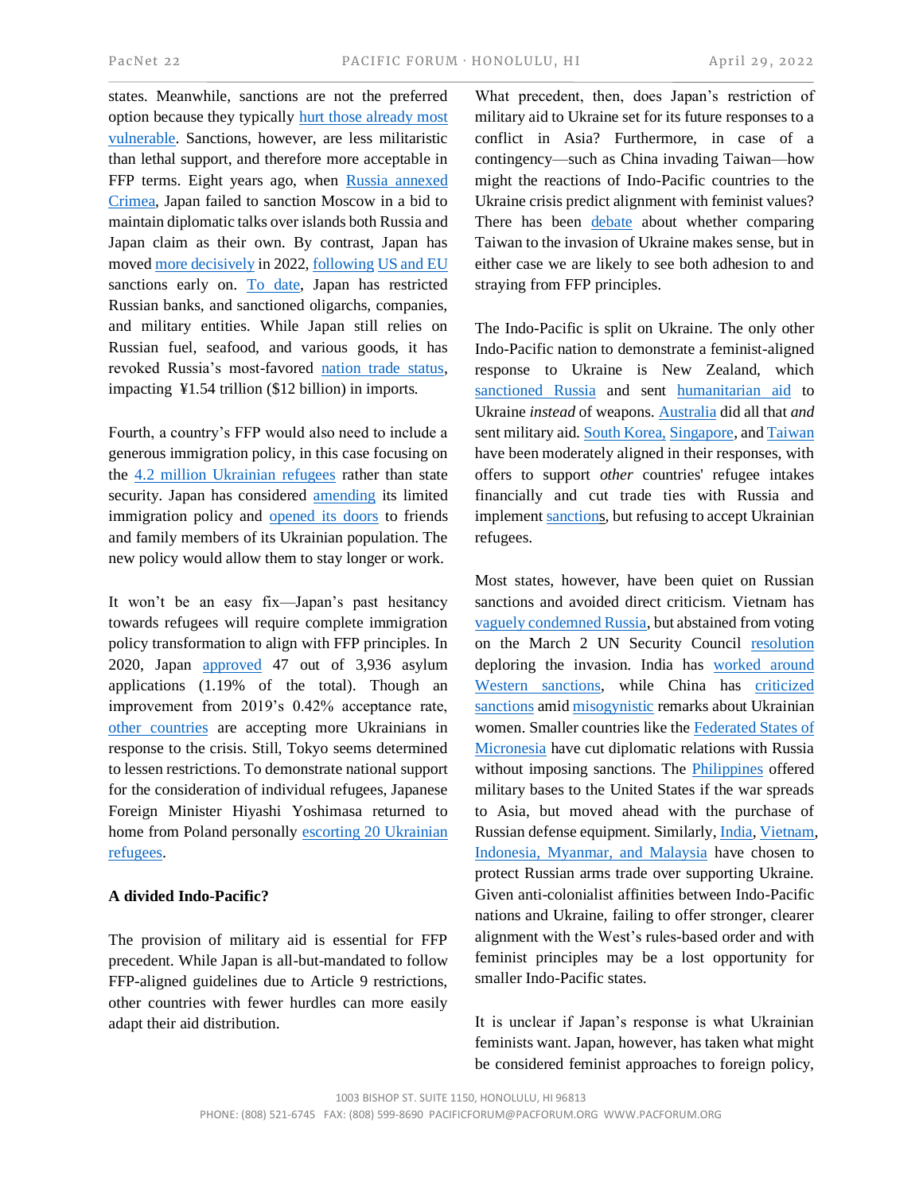states. Meanwhile, sanctions are not the preferred option because they typically hurt those already most vulnerable. Sanctions, however, are less militaristic than lethal support, and therefore more acceptable in FFP terms. Eight years ago, when Russia annexed Crimea, Japan failed to sanction Moscow in a bid to maintain diplomatic talks over islands both Russia and Japan claim as their own. By contrast, Japan has moved more decisively in 2022, following US and EU sanctions early on. To date, Japan has restricted Russian banks, and sanctioned oligarchs, companies, and military entities. While Japan still relies on Russian fuel, seafood, and various goods, it has revoked Russia's most-favored nation trade status, impacting ¥1.54 trillion ($12 billion) in imports.

Fourth, a country's FFP would also need to include a generous immigration policy, in this case focusing on the 4.2 million Ukrainian refugees rather than state security. Japan has considered amending its limited immigration policy and opened its doors to friends and family members of its Ukrainian population. The new policy would allow them to stay longer or work.

It won't be an easy fix—Japan's past hesitancy towards refugees will require complete immigration policy transformation to align with FFP principles. In 2020, Japan approved 47 out of 3,936 asylum applications (1.19% of the total). Though an improvement from 2019's 0.42% acceptance rate, other countries are accepting more Ukrainians in response to the crisis. Still, Tokyo seems determined to lessen restrictions. To demonstrate national support for the consideration of individual refugees, Japanese Foreign Minister Hiyashi Yoshimasa returned to home from Poland personally escorting 20 Ukrainian refugees.

**A divided Indo-Pacific?**

The provision of military aid is essential for FFP precedent. While Japan is all-but-mandated to follow FFP-aligned guidelines due to Article 9 restrictions, other countries with fewer hurdles can more easily adapt their aid distribution.

What precedent, then, does Japan's restriction of military aid to Ukraine set for its future responses to a conflict in Asia? Furthermore, in case of a contingency—such as China invading Taiwan—how might the reactions of Indo-Pacific countries to the Ukraine crisis predict alignment with feminist values? There has been debate about whether comparing Taiwan to the invasion of Ukraine makes sense, but in either case we are likely to see both adhesion to and straying from FFP principles.

The Indo-Pacific is split on Ukraine. The only other Indo-Pacific nation to demonstrate a feminist-aligned response to Ukraine is New Zealand, which sanctioned Russia and sent humanitarian aid to Ukraine *instead* of weapons. Australia did all that *and* sent military aid. South Korea, Singapore, and Taiwan have been moderately aligned in their responses, with offers to support *other* countries' refugee intakes financially and cut trade ties with Russia and implement sanctions, but refusing to accept Ukrainian refugees.

Most states, however, have been quiet on Russian sanctions and avoided direct criticism. Vietnam has vaguely condemned Russia, but abstained from voting on the March 2 UN Security Council resolution deploring the invasion. India has worked around Western sanctions, while China has criticized sanctions amid misogynistic remarks about Ukrainian women. Smaller countries like the Federated States of Micronesia have cut diplomatic relations with Russia without imposing sanctions. The Philippines offered military bases to the United States if the war spreads to Asia, but moved ahead with the purchase of Russian defense equipment. Similarly, India, Vietnam, Indonesia, Myanmar, and Malaysia have chosen to protect Russian arms trade over supporting Ukraine. Given anti-colonialist affinities between Indo-Pacific nations and Ukraine, failing to offer stronger, clearer alignment with the West's rules-based order and with feminist principles may be a lost opportunity for smaller Indo-Pacific states.

It is unclear if Japan's response is what Ukrainian feminists want. Japan, however, has taken what might be considered feminist approaches to foreign policy,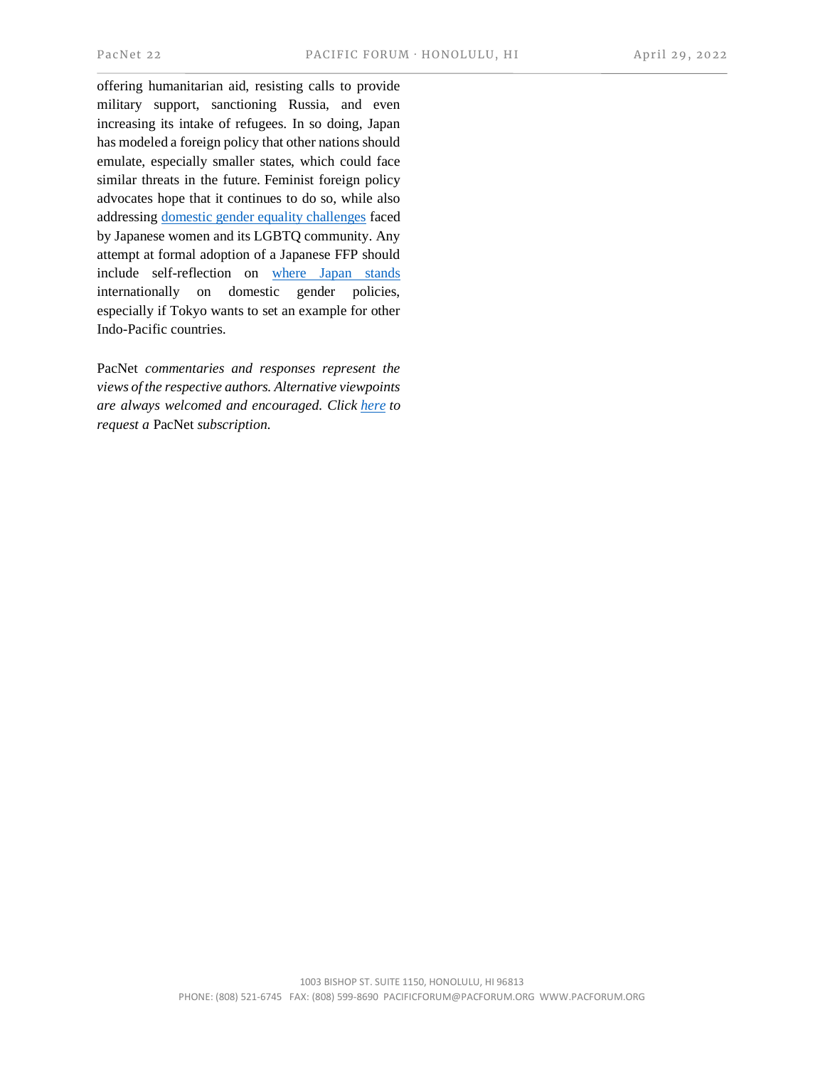offering humanitarian aid, resisting calls to provide military support, sanctioning Russia, and even increasing its intake of refugees. In so doing, Japan has modeled a foreign policy that other nations should emulate, especially smaller states, which could face similar threats in the future. Feminist foreign policy advocates hope that it continues to do so, while also addressing domestic gender equality challenges faced by Japanese women and its LGBTQ community. Any attempt at formal adoption of a Japanese FFP should include self-reflection on where Japan stands internationally on domestic gender policies, especially if Tokyo wants to set an example for other Indo-Pacific countries.

PacNet *commentaries and responses represent the views of the respective authors. Alternative viewpoints are always welcomed and encouraged. Click here to request a* PacNet *subscription.*